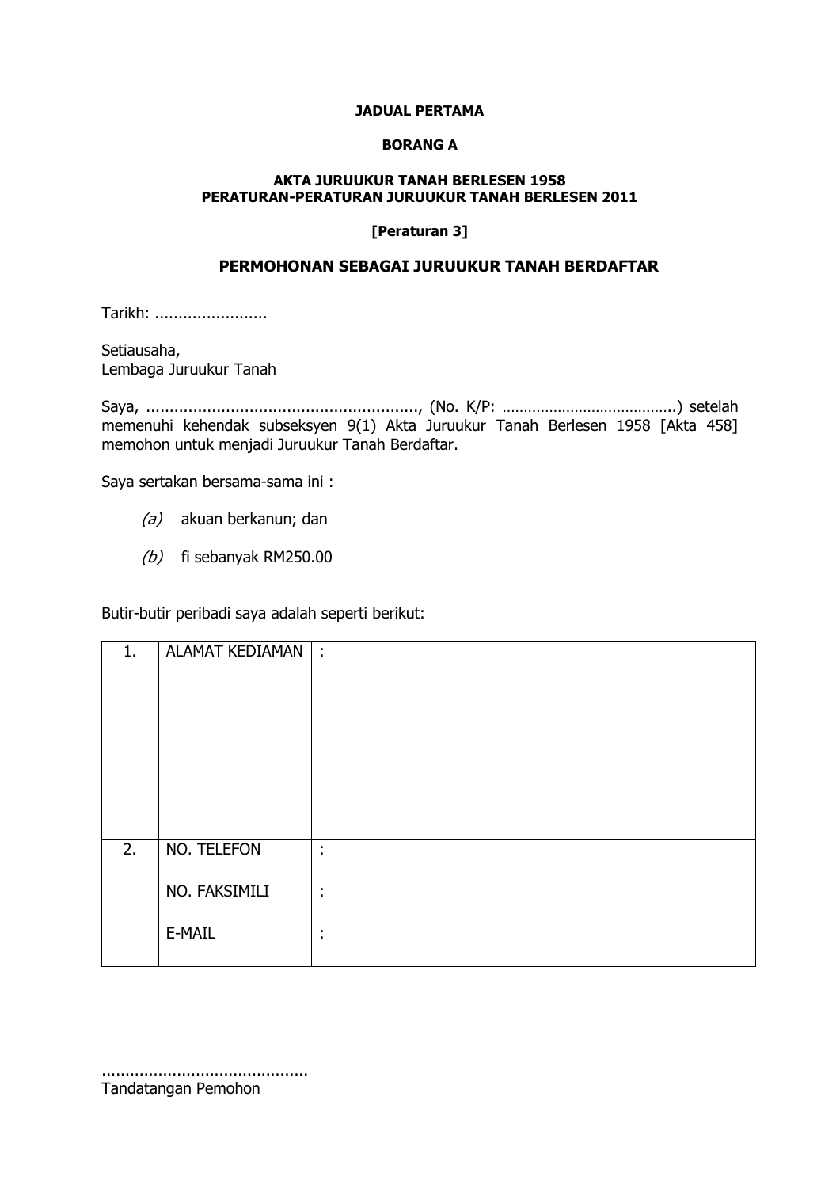**JADUAL PERTAMA**

**BORANG A**

**AKTA JURUUKUR TANAH BERLESEN 1958**
**PERATURAN-PERATURAN JURUUKUR TANAH BERLESEN 2011**

**[Peraturan 3]**

## PERMOHONAN SEBAGAI JURUUKUR TANAH BERDAFTAR

Tarikh: ........................

Setiausaha,
Lembaga Juruukur Tanah

Saya, .........................................................., (No. K/P: …………………………………..) setelah memenuhi kehendak subseksyen 9(1) Akta Juruukur Tanah Berlesen 1958 [Akta 458] memohon untuk menjadi Juruukur Tanah Berdaftar.

Saya sertakan bersama-sama ini :

*(a)* akuan berkanun; dan

*(b)* fi sebanyak RM250.00

Butir-butir peribadi saya adalah seperti berikut:

| | | |
|---|---|---|
| 1. | ALAMAT KEDIAMAN | : |
| 2. | NO. TELEFON<br><br>NO. FAKSIMILI<br><br>E-MAIL | :<br><br>:<br><br>: |

...........................................
Tandatangan Pemohon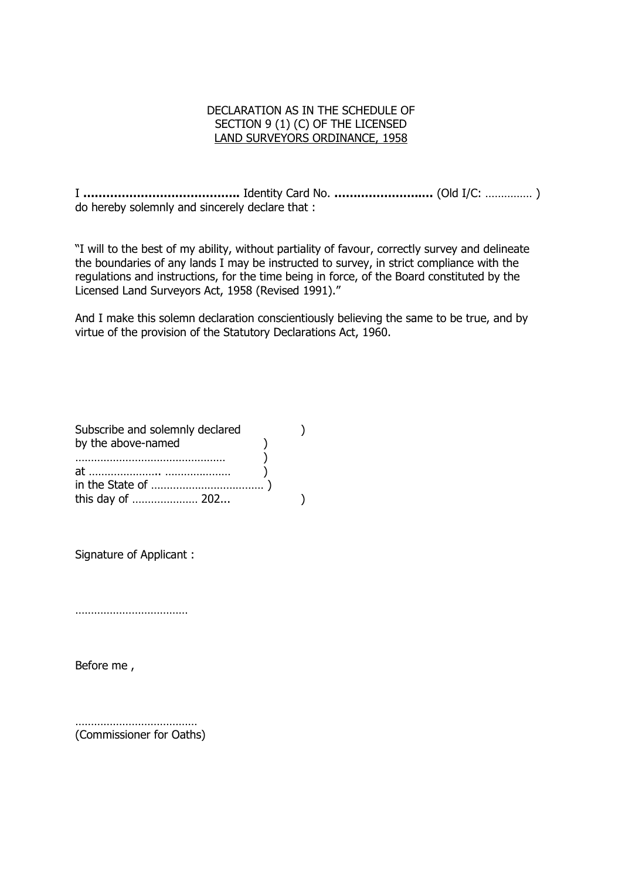DECLARATION AS IN THE SCHEDULE OF
SECTION 9 (1) (C) OF THE LICENSED
LAND SURVEYORS ORDINANCE, 1958

I **……………………………….** Identity Card No. **……………………..** (Old I/C: …………… )
do hereby solemnly and sincerely declare that :

"I will to the best of my ability, without partiality of favour, correctly survey and delineate the boundaries of any lands I may be instructed to survey, in strict compliance with the regulations and instructions, for the time being in force, of the Board constituted by the Licensed Land Surveyors Act, 1958 (Revised 1991)."

And I make this solemn declaration conscientiously believing the same to be true, and by virtue of the provision of the Statutory Declarations Act, 1960.

Subscribe and solemnly declared )
by the above-named )
………………………………………… )
at ………………….. ………………… )
in the State of ……………………………… )
this day of ………………… 202... )

Signature of Applicant :

………………………………

Before me ,

…………………………………
(Commissioner for Oaths)